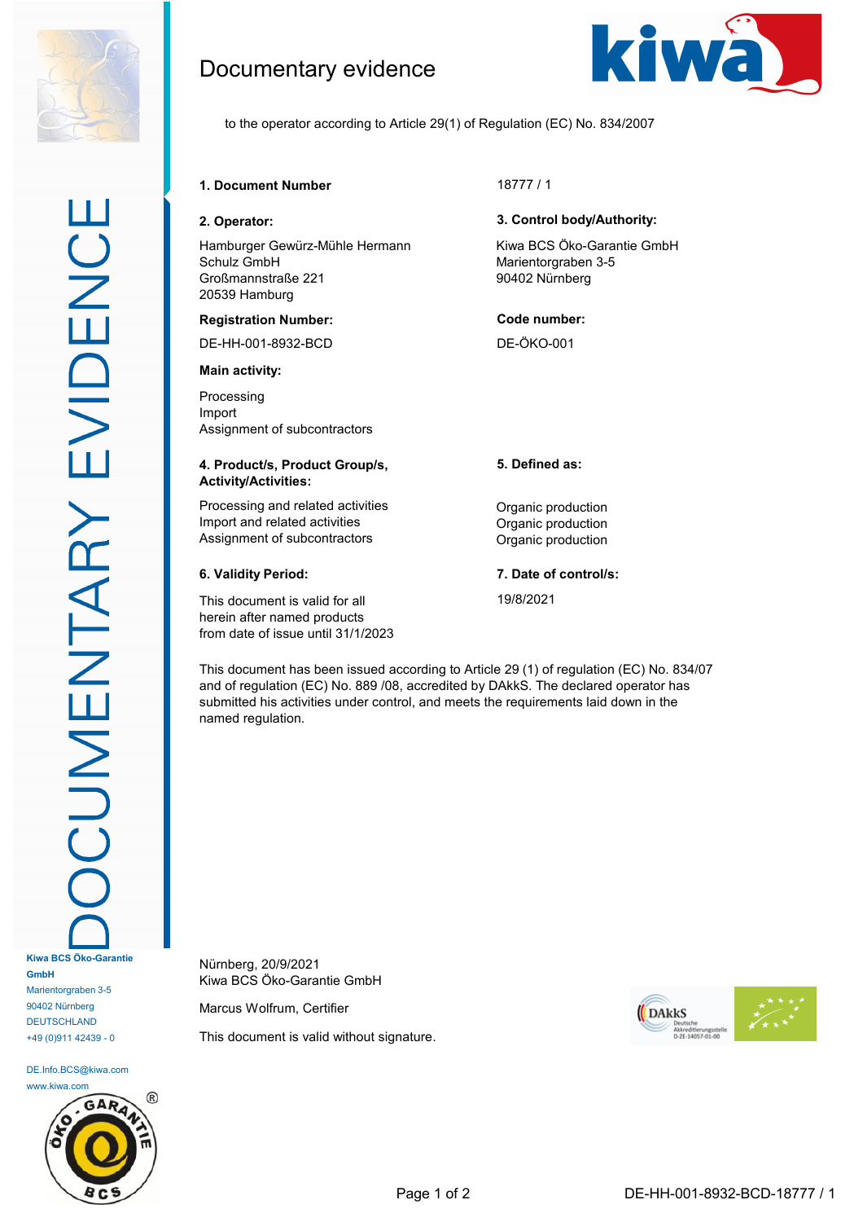# Documentary evidence

to the operator according to Article 29(1) of Regulation (EC) No. 834/2007

**1. Document Number**

18777 / 1

**2. Operator:**

Hamburger Gewürz-Mühle Hermann Schulz GmbH
Großmannstraße 221
20539 Hamburg

**Registration Number:**

DE-HH-001-8932-BCD

**Main activity:**

Processing
Import
Assignment of subcontractors

**3. Control body/Authority:**

Kiwa BCS Öko-Garantie GmbH
Marientorgraben 3-5
90402 Nürnberg

**Code number:**

DE-ÖKO-001

| **4. Product/s, Product Group/s, Activity/Activities:** | **5. Defined as:** |
|---|---|
| Processing and related activities | Organic production |
| Import and related activities | Organic production |
| Assignment of subcontractors | Organic production |

**6. Validity Period:**

This document is valid for all herein after named products from date of issue until 31/1/2023

**7. Date of control/s:**

19/8/2021

This document has been issued according to Article 29 (1) of regulation (EC) No. 834/07 and of regulation (EC) No. 889 /08, accredited by DAkkS. The declared operator has submitted his activities under control, and meets the requirements laid down in the named regulation.

Nürnberg, 20/9/2021
Kiwa BCS Öko-Garantie GmbH

Marcus Wolfrum, Certifier

This document is valid without signature.

**Kiwa BCS Öko-Garantie GmbH**
Marientorgraben 3-5
90402 Nürnberg
DEUTSCHLAND
+49 (0)911 42439 - 0

DE.Info.BCS@kiwa.com
www.kiwa.com

DE-HH-001-8932-BCD-18777 / 1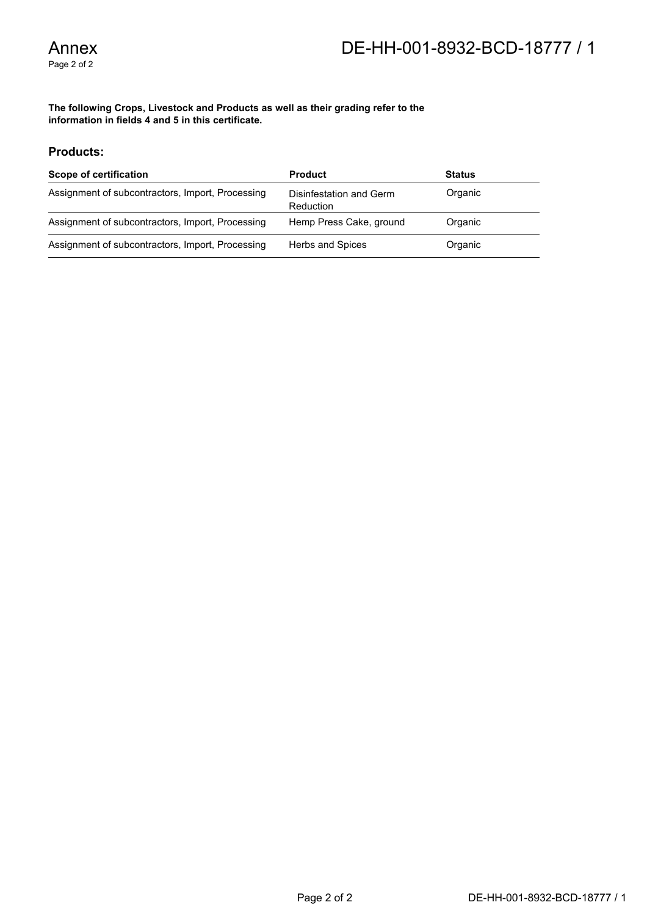# Annex

## DE-HH-001-8932-BCD-18777 / 1

**The following Crops, Livestock and Products as well as their grading refer to the information in fields 4 and 5 in this certificate.**

### Products:

| Scope of certification | Product | Status |
|---|---|---|
| Assignment of subcontractors, Import, Processing | Disinfestation and Germ Reduction | Organic |
| Assignment of subcontractors, Import, Processing | Hemp Press Cake, ground | Organic |
| Assignment of subcontractors, Import, Processing | Herbs and Spices | Organic |